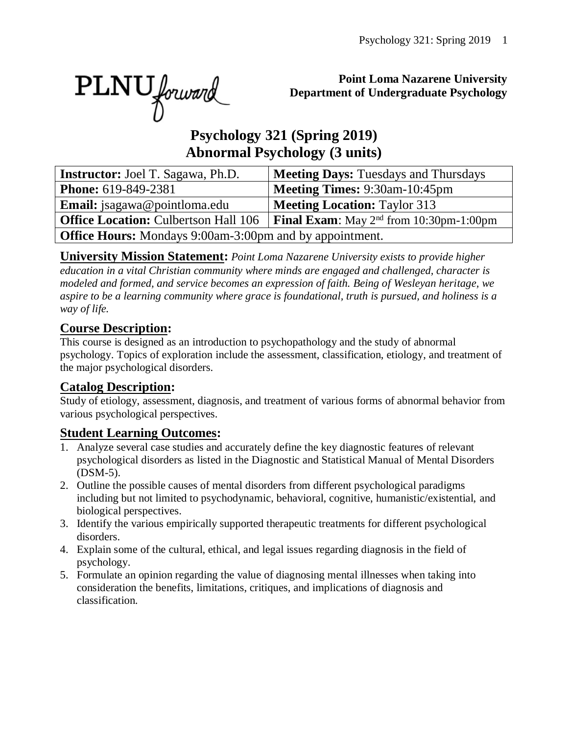**Point Loma Nazarene University**
**Department of Undergraduate Psychology**

# Psychology 321 (Spring 2019)
# Abnormal Psychology (3 units)

| **Instructor:** Joel T. Sagawa, Ph.D. | **Meeting Days:** Tuesdays and Thursdays |
|---|---|
| **Phone:** 619-849-2381 | **Meeting Times:** 9:30am-10:45pm |
| **Email:** jsagawa@pointloma.edu | **Meeting Location:** Taylor 313 |
| **Office Location:** Culbertson Hall 106 | **Final Exam**: May 2nd from 10:30pm-1:00pm |
| **Office Hours:** Mondays 9:00am-3:00pm and by appointment. | |

**University Mission Statement:** *Point Loma Nazarene University exists to provide higher education in a vital Christian community where minds are engaged and challenged, character is modeled and formed, and service becomes an expression of faith. Being of Wesleyan heritage, we aspire to be a learning community where grace is foundational, truth is pursued, and holiness is a way of life.*

## Course Description:

This course is designed as an introduction to psychopathology and the study of abnormal psychology. Topics of exploration include the assessment, classification, etiology, and treatment of the major psychological disorders.

## Catalog Description:

Study of etiology, assessment, diagnosis, and treatment of various forms of abnormal behavior from various psychological perspectives.

## Student Learning Outcomes:

1. Analyze several case studies and accurately define the key diagnostic features of relevant psychological disorders as listed in the Diagnostic and Statistical Manual of Mental Disorders (DSM-5).
2. Outline the possible causes of mental disorders from different psychological paradigms including but not limited to psychodynamic, behavioral, cognitive, humanistic/existential, and biological perspectives.
3. Identify the various empirically supported therapeutic treatments for different psychological disorders.
4. Explain some of the cultural, ethical, and legal issues regarding diagnosis in the field of psychology.
5. Formulate an opinion regarding the value of diagnosing mental illnesses when taking into consideration the benefits, limitations, critiques, and implications of diagnosis and classification.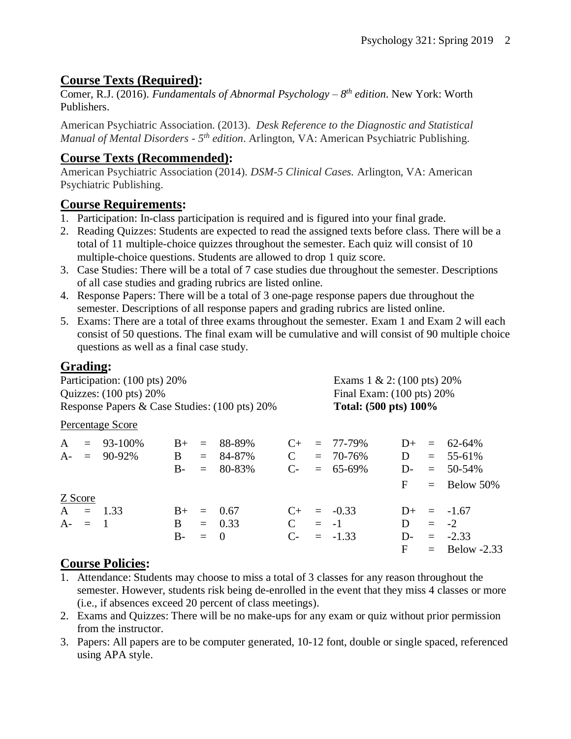## Course Texts (Required):

Comer, R.J. (2016). *Fundamentals of Abnormal Psychology – 8th edition*. New York: Worth Publishers.

American Psychiatric Association. (2013). *Desk Reference to the Diagnostic and Statistical Manual of Mental Disorders - 5th edition*. Arlington, VA: American Psychiatric Publishing.

## Course Texts (Recommended):

American Psychiatric Association (2014). *DSM-5 Clinical Cases.* Arlington, VA: American Psychiatric Publishing.

## Course Requirements:

1. Participation: In-class participation is required and is figured into your final grade.
2. Reading Quizzes: Students are expected to read the assigned texts before class. There will be a total of 11 multiple-choice quizzes throughout the semester. Each quiz will consist of 10 multiple-choice questions. Students are allowed to drop 1 quiz score.
3. Case Studies: There will be a total of 7 case studies due throughout the semester. Descriptions of all case studies and grading rubrics are listed online.
4. Response Papers: There will be a total of 3 one-page response papers due throughout the semester. Descriptions of all response papers and grading rubrics are listed online.
5. Exams: There are a total of three exams throughout the semester. Exam 1 and Exam 2 will each consist of 50 questions. The final exam will be cumulative and will consist of 90 multiple choice questions as well as a final case study.

## Grading:

Participation: (100 pts) 20%
Quizzes: (100 pts) 20%
Response Papers & Case Studies: (100 pts) 20%
Exams 1 & 2: (100 pts) 20%
Final Exam: (100 pts) 20%
**Total: (500 pts) 100%**

Percentage Score

| | | | | | | | |
|---|---|---|---|---|---|---|---|
| A = | 93-100% | B+ = | 88-89% | C+ = | 77-79% | D+ = | 62-64% |
| A- = | 90-92% | B = | 84-87% | C = | 70-76% | D = | 55-61% |
| | | B- = | 80-83% | C- = | 65-69% | D- = | 50-54% |
| | | | | | | F = | Below 50% |

Z Score

| | | | | | | | |
|---|---|---|---|---|---|---|---|
| A = | 1.33 | B+ = | 0.67 | C+ = | -0.33 | D+ = | -1.67 |
| A- = | 1 | B = | 0.33 | C = | -1 | D = | -2 |
| | | B- = | 0 | C- = | -1.33 | D- = | -2.33 |
| | | | | | | F = | Below -2.33 |

## Course Policies:

1. Attendance: Students may choose to miss a total of 3 classes for any reason throughout the semester. However, students risk being de-enrolled in the event that they miss 4 classes or more (i.e., if absences exceed 20 percent of class meetings).
2. Exams and Quizzes: There will be no make-ups for any exam or quiz without prior permission from the instructor.
3. Papers: All papers are to be computer generated, 10-12 font, double or single spaced, referenced using APA style.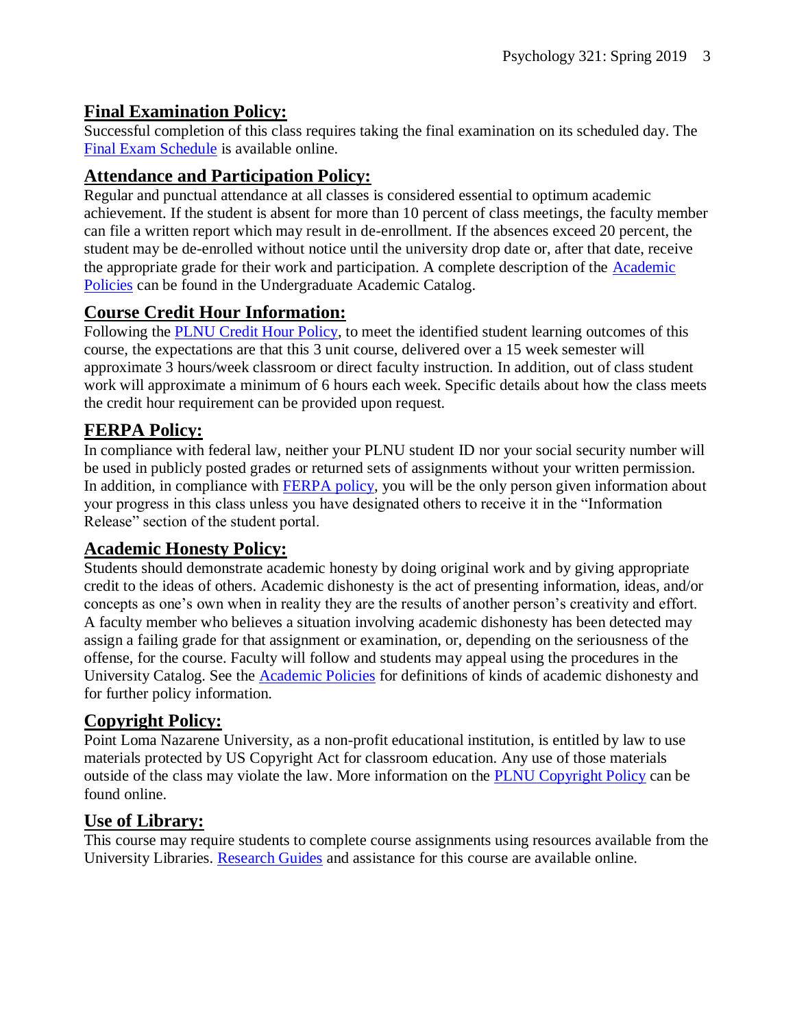## Final Examination Policy:

Successful completion of this class requires taking the final examination on its scheduled day. The Final Exam Schedule is available online.

## Attendance and Participation Policy:

Regular and punctual attendance at all classes is considered essential to optimum academic achievement. If the student is absent for more than 10 percent of class meetings, the faculty member can file a written report which may result in de-enrollment. If the absences exceed 20 percent, the student may be de-enrolled without notice until the university drop date or, after that date, receive the appropriate grade for their work and participation. A complete description of the Academic Policies can be found in the Undergraduate Academic Catalog.

## Course Credit Hour Information:

Following the PLNU Credit Hour Policy, to meet the identified student learning outcomes of this course, the expectations are that this 3 unit course, delivered over a 15 week semester will approximate 3 hours/week classroom or direct faculty instruction. In addition, out of class student work will approximate a minimum of 6 hours each week. Specific details about how the class meets the credit hour requirement can be provided upon request.

## FERPA Policy:

In compliance with federal law, neither your PLNU student ID nor your social security number will be used in publicly posted grades or returned sets of assignments without your written permission. In addition, in compliance with FERPA policy, you will be the only person given information about your progress in this class unless you have designated others to receive it in the "Information Release" section of the student portal.

## Academic Honesty Policy:

Students should demonstrate academic honesty by doing original work and by giving appropriate credit to the ideas of others. Academic dishonesty is the act of presenting information, ideas, and/or concepts as one's own when in reality they are the results of another person's creativity and effort. A faculty member who believes a situation involving academic dishonesty has been detected may assign a failing grade for that assignment or examination, or, depending on the seriousness of the offense, for the course. Faculty will follow and students may appeal using the procedures in the University Catalog. See the Academic Policies for definitions of kinds of academic dishonesty and for further policy information.

## Copyright Policy:

Point Loma Nazarene University, as a non-profit educational institution, is entitled by law to use materials protected by US Copyright Act for classroom education. Any use of those materials outside of the class may violate the law. More information on the PLNU Copyright Policy can be found online.

## Use of Library:

This course may require students to complete course assignments using resources available from the University Libraries. Research Guides and assistance for this course are available online.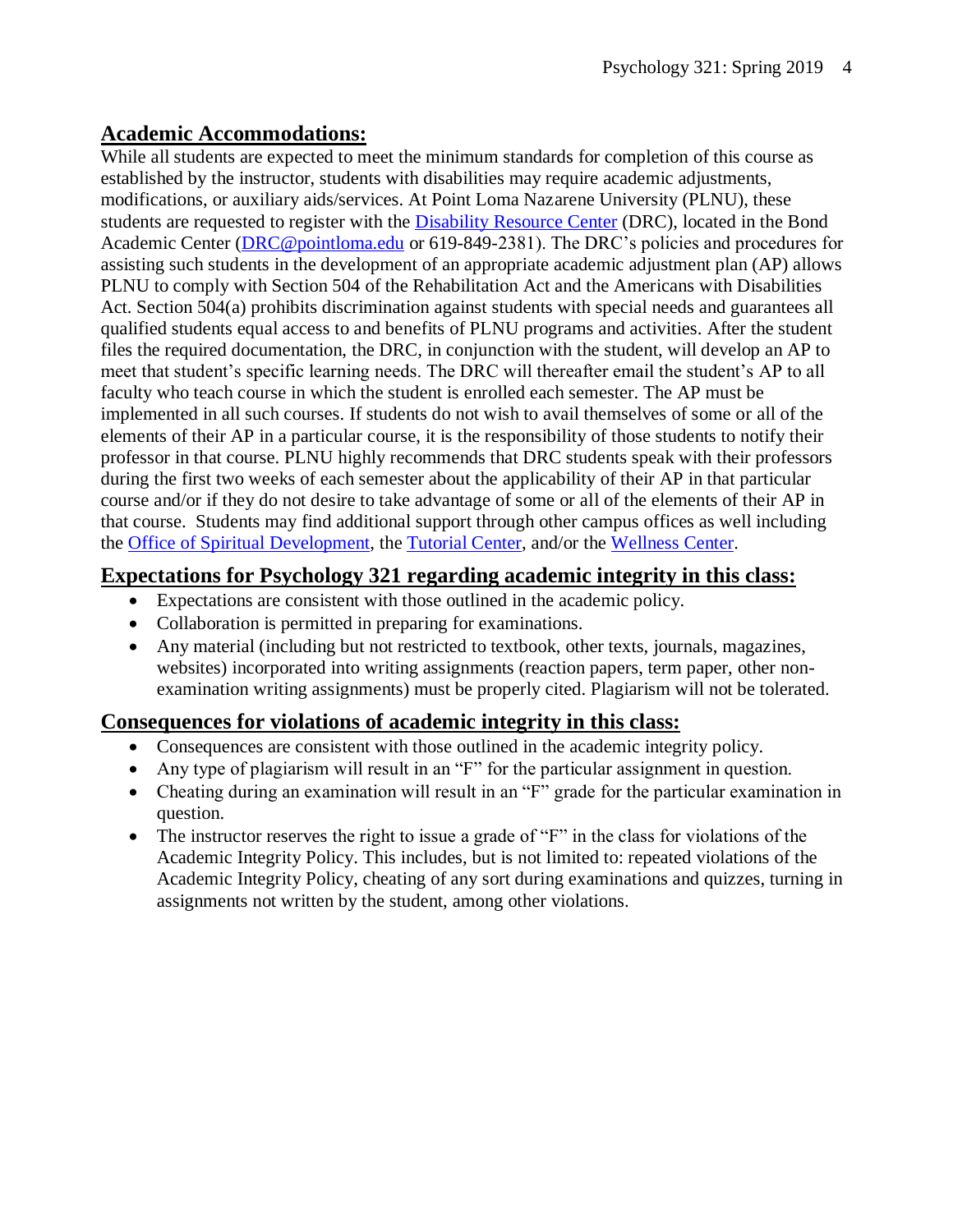## Academic Accommodations:

While all students are expected to meet the minimum standards for completion of this course as established by the instructor, students with disabilities may require academic adjustments, modifications, or auxiliary aids/services. At Point Loma Nazarene University (PLNU), these students are requested to register with the Disability Resource Center (DRC), located in the Bond Academic Center (DRC@pointloma.edu or 619-849-2381). The DRC's policies and procedures for assisting such students in the development of an appropriate academic adjustment plan (AP) allows PLNU to comply with Section 504 of the Rehabilitation Act and the Americans with Disabilities Act. Section 504(a) prohibits discrimination against students with special needs and guarantees all qualified students equal access to and benefits of PLNU programs and activities. After the student files the required documentation, the DRC, in conjunction with the student, will develop an AP to meet that student's specific learning needs. The DRC will thereafter email the student's AP to all faculty who teach course in which the student is enrolled each semester. The AP must be implemented in all such courses. If students do not wish to avail themselves of some or all of the elements of their AP in a particular course, it is the responsibility of those students to notify their professor in that course. PLNU highly recommends that DRC students speak with their professors during the first two weeks of each semester about the applicability of their AP in that particular course and/or if they do not desire to take advantage of some or all of the elements of their AP in that course. Students may find additional support through other campus offices as well including the Office of Spiritual Development, the Tutorial Center, and/or the Wellness Center.

## Expectations for Psychology 321 regarding academic integrity in this class:

- Expectations are consistent with those outlined in the academic policy.
- Collaboration is permitted in preparing for examinations.
- Any material (including but not restricted to textbook, other texts, journals, magazines, websites) incorporated into writing assignments (reaction papers, term paper, other non-examination writing assignments) must be properly cited. Plagiarism will not be tolerated.

## Consequences for violations of academic integrity in this class:

- Consequences are consistent with those outlined in the academic integrity policy.
- Any type of plagiarism will result in an "F" for the particular assignment in question.
- Cheating during an examination will result in an "F" grade for the particular examination in question.
- The instructor reserves the right to issue a grade of "F" in the class for violations of the Academic Integrity Policy. This includes, but is not limited to: repeated violations of the Academic Integrity Policy, cheating of any sort during examinations and quizzes, turning in assignments not written by the student, among other violations.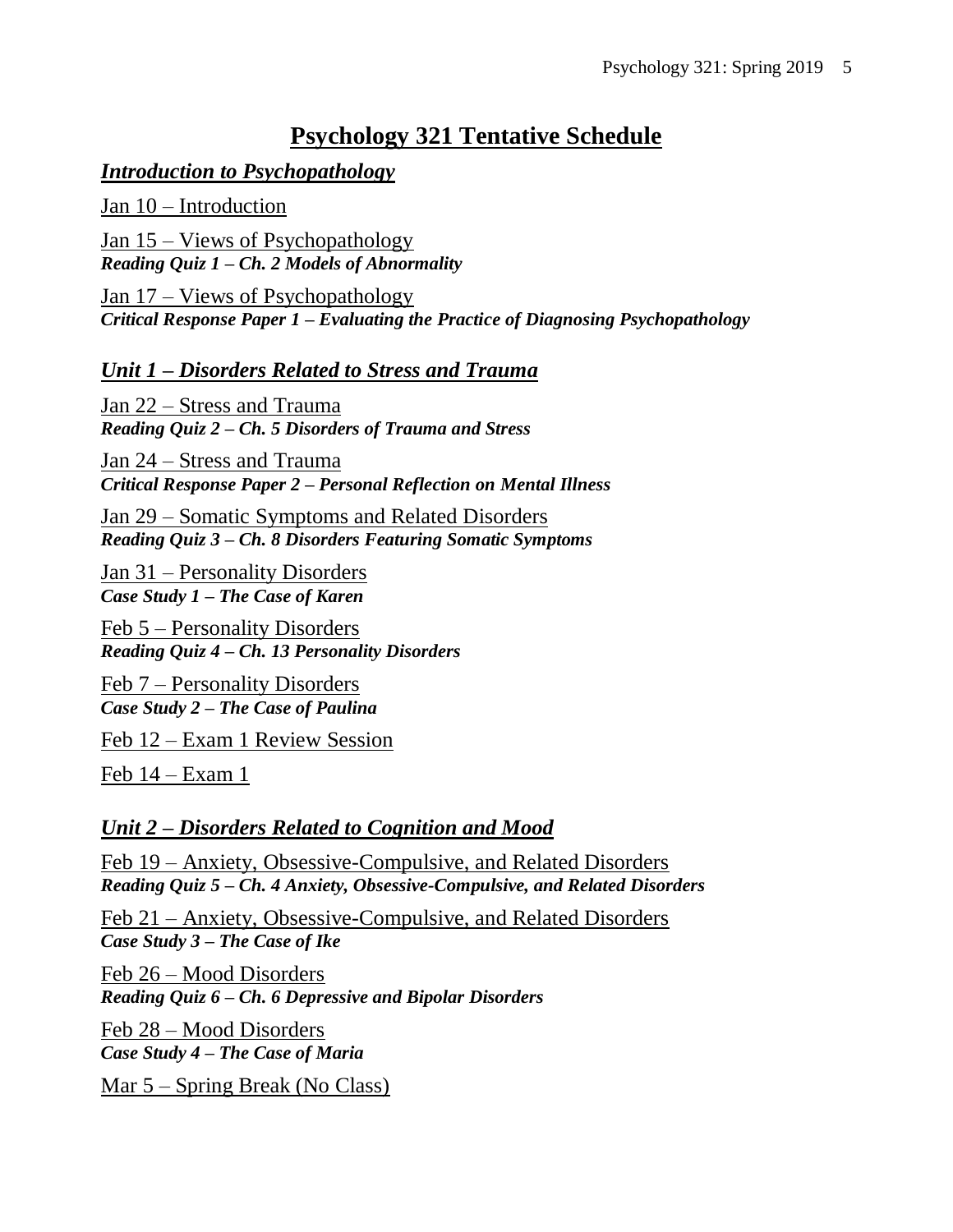# Psychology 321 Tentative Schedule

## *Introduction to Psychopathology*

Jan 10 – Introduction

Jan 15 – Views of Psychopathology
***Reading Quiz 1 – Ch. 2 Models of Abnormality***

Jan 17 – Views of Psychopathology
***Critical Response Paper 1 – Evaluating the Practice of Diagnosing Psychopathology***

## *Unit 1 – Disorders Related to Stress and Trauma*

Jan 22 – Stress and Trauma
***Reading Quiz 2 – Ch. 5 Disorders of Trauma and Stress***

Jan 24 – Stress and Trauma
***Critical Response Paper 2 – Personal Reflection on Mental Illness***

Jan 29 – Somatic Symptoms and Related Disorders
***Reading Quiz 3 – Ch. 8 Disorders Featuring Somatic Symptoms***

Jan 31 – Personality Disorders
***Case Study 1 – The Case of Karen***

Feb 5 – Personality Disorders
***Reading Quiz 4 – Ch. 13 Personality Disorders***

Feb 7 – Personality Disorders
***Case Study 2 – The Case of Paulina***

Feb 12 – Exam 1 Review Session

Feb 14 – Exam 1

## *Unit 2 – Disorders Related to Cognition and Mood*

Feb 19 – Anxiety, Obsessive-Compulsive, and Related Disorders
***Reading Quiz 5 – Ch. 4 Anxiety, Obsessive-Compulsive, and Related Disorders***

Feb 21 – Anxiety, Obsessive-Compulsive, and Related Disorders
***Case Study 3 – The Case of Ike***

Feb 26 – Mood Disorders
***Reading Quiz 6 – Ch. 6 Depressive and Bipolar Disorders***

Feb 28 – Mood Disorders
***Case Study 4 – The Case of Maria***

Mar 5 – Spring Break (No Class)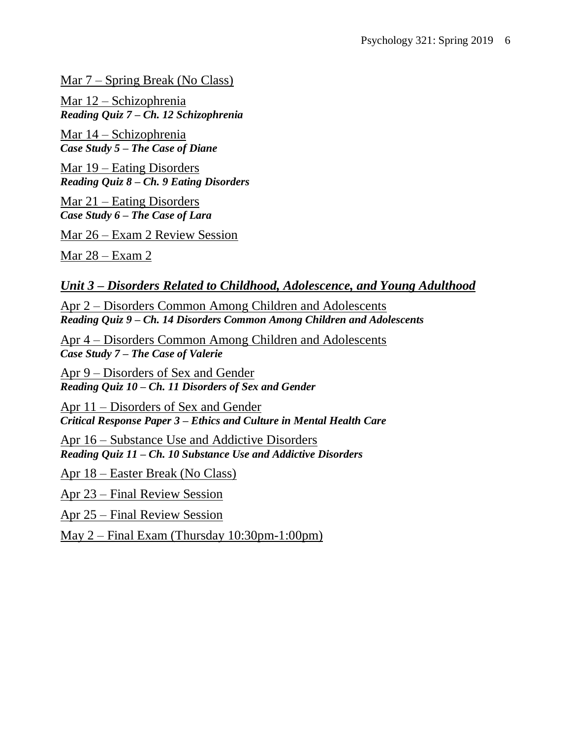Mar 7 – Spring Break (No Class)

Mar 12 – Schizophrenia
***Reading Quiz 7 – Ch. 12 Schizophrenia***

Mar 14 – Schizophrenia
***Case Study 5 – The Case of Diane***

Mar 19 – Eating Disorders
***Reading Quiz 8 – Ch. 9 Eating Disorders***

Mar 21 – Eating Disorders
***Case Study 6 – The Case of Lara***

Mar 26 – Exam 2 Review Session

Mar 28 – Exam 2

## *Unit 3 – Disorders Related to Childhood, Adolescence, and Young Adulthood*

Apr 2 – Disorders Common Among Children and Adolescents
***Reading Quiz 9 – Ch. 14 Disorders Common Among Children and Adolescents***

Apr 4 – Disorders Common Among Children and Adolescents
***Case Study 7 – The Case of Valerie***

Apr 9 – Disorders of Sex and Gender
***Reading Quiz 10 – Ch. 11 Disorders of Sex and Gender***

Apr 11 – Disorders of Sex and Gender
***Critical Response Paper 3 – Ethics and Culture in Mental Health Care***

Apr 16 – Substance Use and Addictive Disorders
***Reading Quiz 11 – Ch. 10 Substance Use and Addictive Disorders***

Apr 18 – Easter Break (No Class)

Apr 23 – Final Review Session

Apr 25 – Final Review Session

May 2 – Final Exam (Thursday 10:30pm-1:00pm)